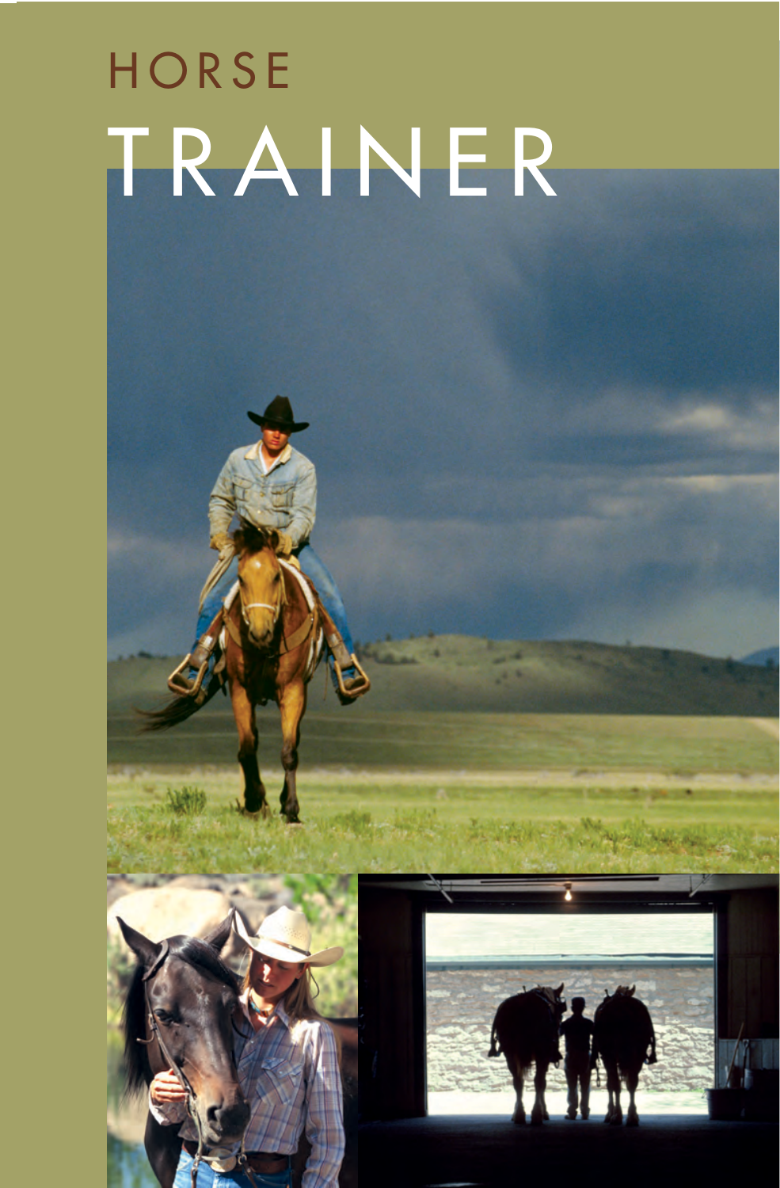# HORSE TRAINER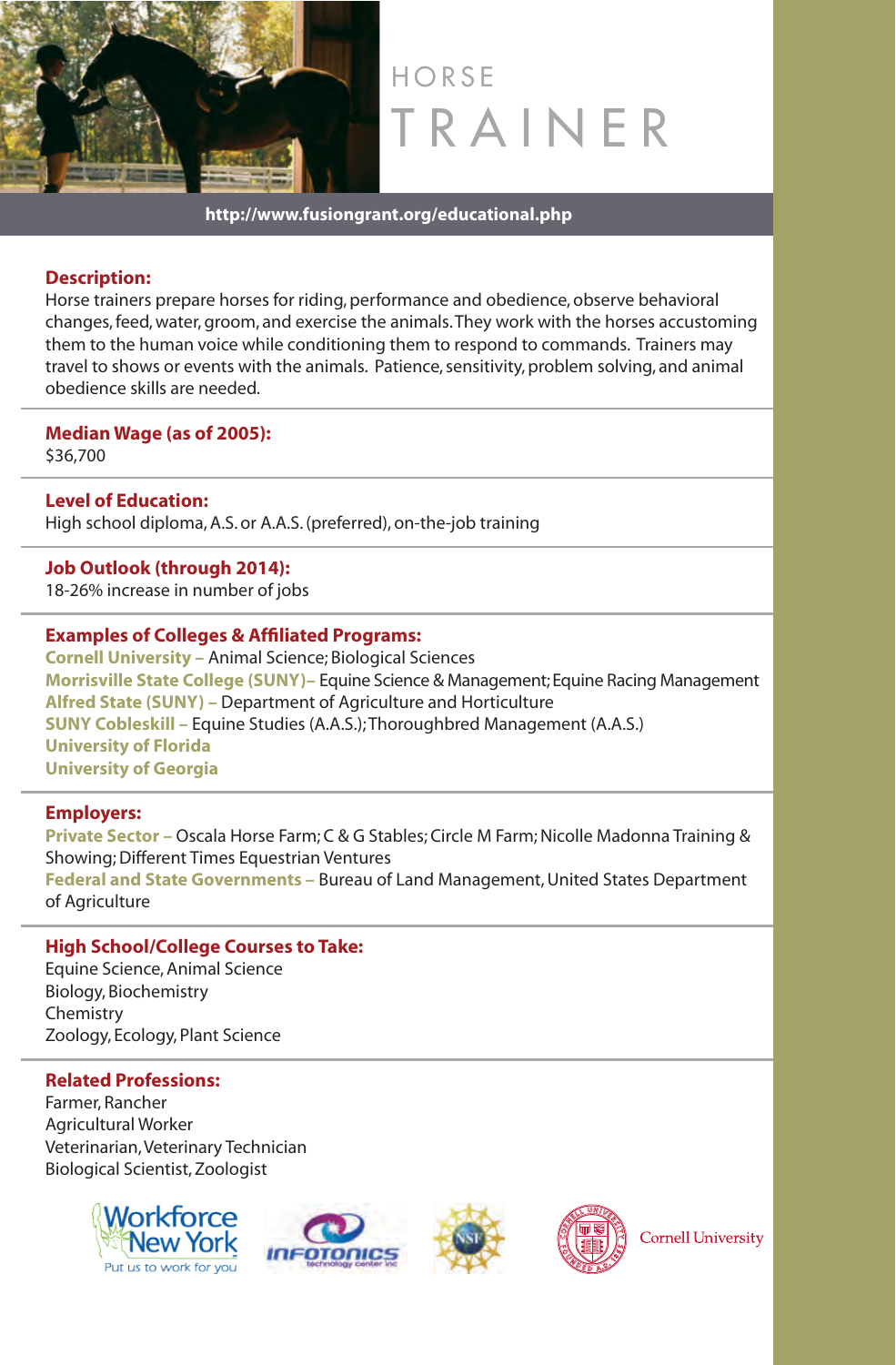# HORSE TRAINER

http://www.fusiongrant.org/educational.php

**Description:**
Horse trainers prepare horses for riding, performance and obedience, observe behavioral changes, feed, water, groom, and exercise the animals. They work with the horses accustoming them to the human voice while conditioning them to respond to commands. Trainers may travel to shows or events with the animals. Patience, sensitivity, problem solving, and animal obedience skills are needed.

**Median Wage (as of 2005):**
$36,700

**Level of Education:**
High school diploma, A.S. or A.A.S. (preferred), on-the-job training

**Job Outlook (through 2014):**
18-26% increase in number of jobs

**Examples of Colleges & Affiliated Programs:**
**Cornell University –** Animal Science; Biological Sciences
**Morrisville State College (SUNY)–** Equine Science & Management; Equine Racing Management
**Alfred State (SUNY) –** Department of Agriculture and Horticulture
**SUNY Cobleskill –** Equine Studies (A.A.S.); Thoroughbred Management (A.A.S.)
**University of Florida**
**University of Georgia**

**Employers:**
**Private Sector –** Oscala Horse Farm; C & G Stables; Circle M Farm; Nicolle Madonna Training & Showing; Different Times Equestrian Ventures
**Federal and State Governments –** Bureau of Land Management, United States Department of Agriculture

**High School/College Courses to Take:**
Equine Science, Animal Science
Biology, Biochemistry
Chemistry
Zoology, Ecology, Plant Science

**Related Professions:**
Farmer, Rancher
Agricultural Worker
Veterinarian, Veterinary Technician
Biological Scientist, Zoologist

Workforce New York – Put us to work for you
INFOTONICS technology center inc
NSF
Cornell University